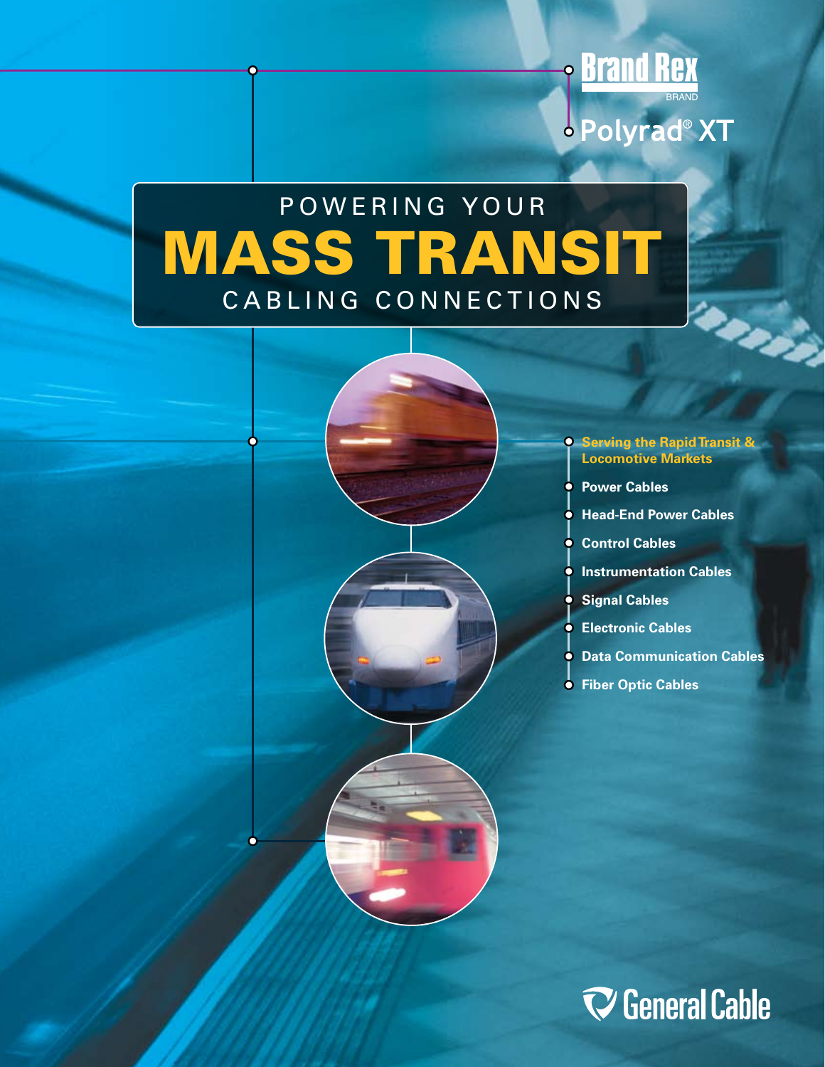**Brand Rex** BRAND

**Polyrad® XT**

# POWERING YOUR MASS TRANSIT CABLING CONNECTIONS

**Serving the Rapid Transit & Locomotive Markets**

- **Power Cables**
- **Head-End Power Cables**
- **Control Cables**
- **Instrumentation Cables**
- **Signal Cables**
- **Electronic Cables**
- **Data Communication Cables**
- **Fiber Optic Cables**

**General Cable**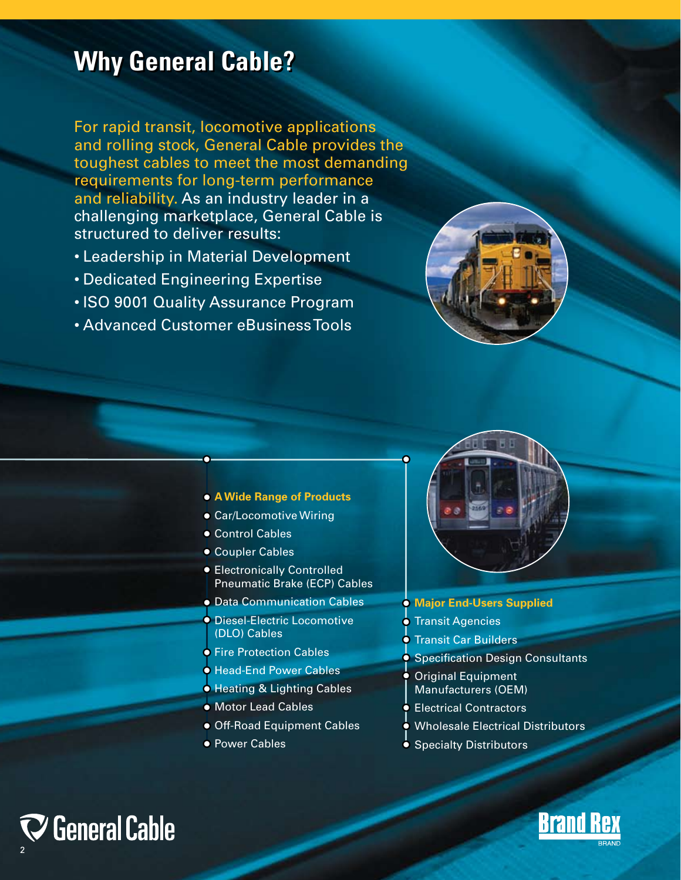# Why General Cable?

For rapid transit, locomotive applications and rolling stock, General Cable provides the toughest cables to meet the most demanding requirements for long-term performance and reliability. As an industry leader in a challenging marketplace, General Cable is structured to deliver results:

- Leadership in Material Development
- Dedicated Engineering Expertise
- ISO 9001 Quality Assurance Program
- Advanced Customer eBusiness Tools

**A Wide Range of Products**

- Car/Locomotive Wiring
- Control Cables
- Coupler Cables
- Electronically Controlled Pneumatic Brake (ECP) Cables
- Data Communication Cables
- Diesel-Electric Locomotive (DLO) Cables
- Fire Protection Cables
- Head-End Power Cables
- Heating & Lighting Cables
- Motor Lead Cables
- Off-Road Equipment Cables
- Power Cables

**Major End-Users Supplied**

- Transit Agencies
- Transit Car Builders
- Specification Design Consultants
- Original Equipment Manufacturers (OEM)
- Electrical Contractors
- Wholesale Electrical Distributors
- Specialty Distributors

General Cable

Brand Rex BRAND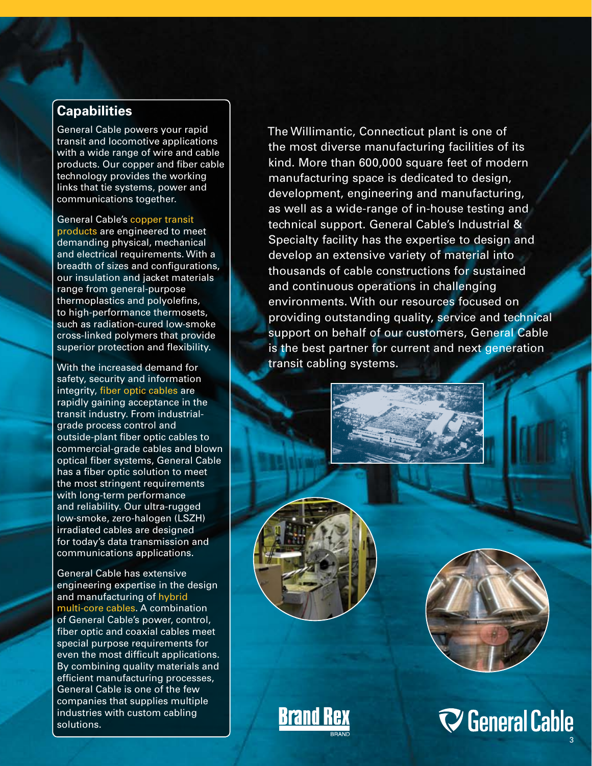## Capabilities

General Cable powers your rapid transit and locomotive applications with a wide range of wire and cable products. Our copper and fiber cable technology provides the working links that tie systems, power and communications together.

General Cable's copper transit products are engineered to meet demanding physical, mechanical and electrical requirements. With a breadth of sizes and configurations, our insulation and jacket materials range from general-purpose thermoplastics and polyolefins, to high-performance thermosets, such as radiation-cured low-smoke cross-linked polymers that provide superior protection and flexibility.

With the increased demand for safety, security and information integrity, fiber optic cables are rapidly gaining acceptance in the transit industry. From industrial-grade process control and outside-plant fiber optic cables to commercial-grade cables and blown optical fiber systems, General Cable has a fiber optic solution to meet the most stringent requirements with long-term performance and reliability. Our ultra-rugged low-smoke, zero-halogen (LSZH) irradiated cables are designed for today's data transmission and communications applications.

General Cable has extensive engineering expertise in the design and manufacturing of hybrid multi-core cables. A combination of General Cable's power, control, fiber optic and coaxial cables meet special purpose requirements for even the most difficult applications. By combining quality materials and efficient manufacturing processes, General Cable is one of the few companies that supplies multiple industries with custom cabling solutions.

The Willimantic, Connecticut plant is one of the most diverse manufacturing facilities of its kind. More than 600,000 square feet of modern manufacturing space is dedicated to design, development, engineering and manufacturing, as well as a wide-range of in-house testing and technical support. General Cable's Industrial & Specialty facility has the expertise to design and develop an extensive variety of material into thousands of cable constructions for sustained and continuous operations in challenging environments. With our resources focused on providing outstanding quality, service and technical support on behalf of our customers, General Cable is the best partner for current and next generation transit cabling systems.

Brand Rex BRAND

General Cable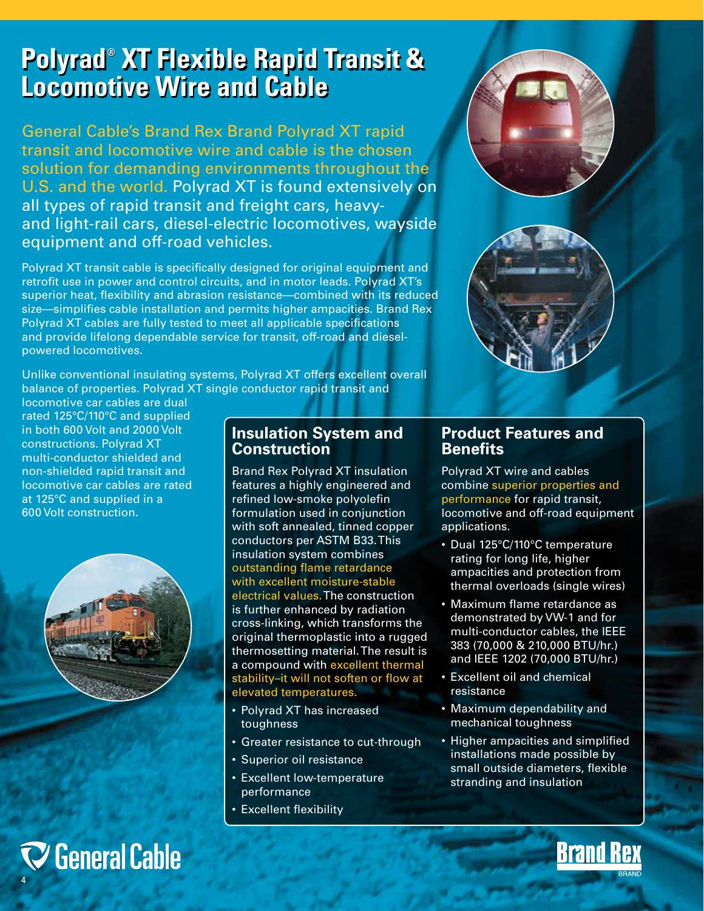# Polyrad® XT Flexible Rapid Transit & Locomotive Wire and Cable

General Cable's Brand Rex Brand Polyrad XT rapid transit and locomotive wire and cable is the chosen solution for demanding environments throughout the U.S. and the world. Polyrad XT is found extensively on all types of rapid transit and freight cars, heavy- and light-rail cars, diesel-electric locomotives, wayside equipment and off-road vehicles.

Polyrad XT transit cable is specifically designed for original equipment and retrofit use in power and control circuits, and in motor leads. Polyrad XT's superior heat, flexibility and abrasion resistance—combined with its reduced size—simplifies cable installation and permits higher ampacities. Brand Rex Polyrad XT cables are fully tested to meet all applicable specifications and provide lifelong dependable service for transit, off-road and diesel-powered locomotives.

Unlike conventional insulating systems, Polyrad XT offers excellent overall balance of properties. Polyrad XT single conductor rapid transit and locomotive car cables are dual rated 125°C/110°C and supplied in both 600 Volt and 2000 Volt constructions. Polyrad XT multi-conductor shielded and non-shielded rapid transit and locomotive car cables are rated at 125°C and supplied in a 600 Volt construction.

## Insulation System and Construction

Brand Rex Polyrad XT insulation features a highly engineered and refined low-smoke polyolefin formulation used in conjunction with soft annealed, tinned copper conductors per ASTM B33. This insulation system combines outstanding flame retardance with excellent moisture-stable electrical values. The construction is further enhanced by radiation cross-linking, which transforms the original thermoplastic into a rugged thermosetting material. The result is a compound with excellent thermal stability–it will not soften or flow at elevated temperatures.

- Polyrad XT has increased toughness
- Greater resistance to cut-through
- Superior oil resistance
- Excellent low-temperature performance
- Excellent flexibility

## Product Features and Benefits

Polyrad XT wire and cables combine superior properties and performance for rapid transit, locomotive and off-road equipment applications.

- Dual 125°C/110°C temperature rating for long life, higher ampacities and protection from thermal overloads (single wires)
- Maximum flame retardance as demonstrated by VW-1 and for multi-conductor cables, the IEEE 383 (70,000 & 210,000 BTU/hr.) and IEEE 1202 (70,000 BTU/hr.)
- Excellent oil and chemical resistance
- Maximum dependability and mechanical toughness
- Higher ampacities and simplified installations made possible by small outside diameters, flexible stranding and insulation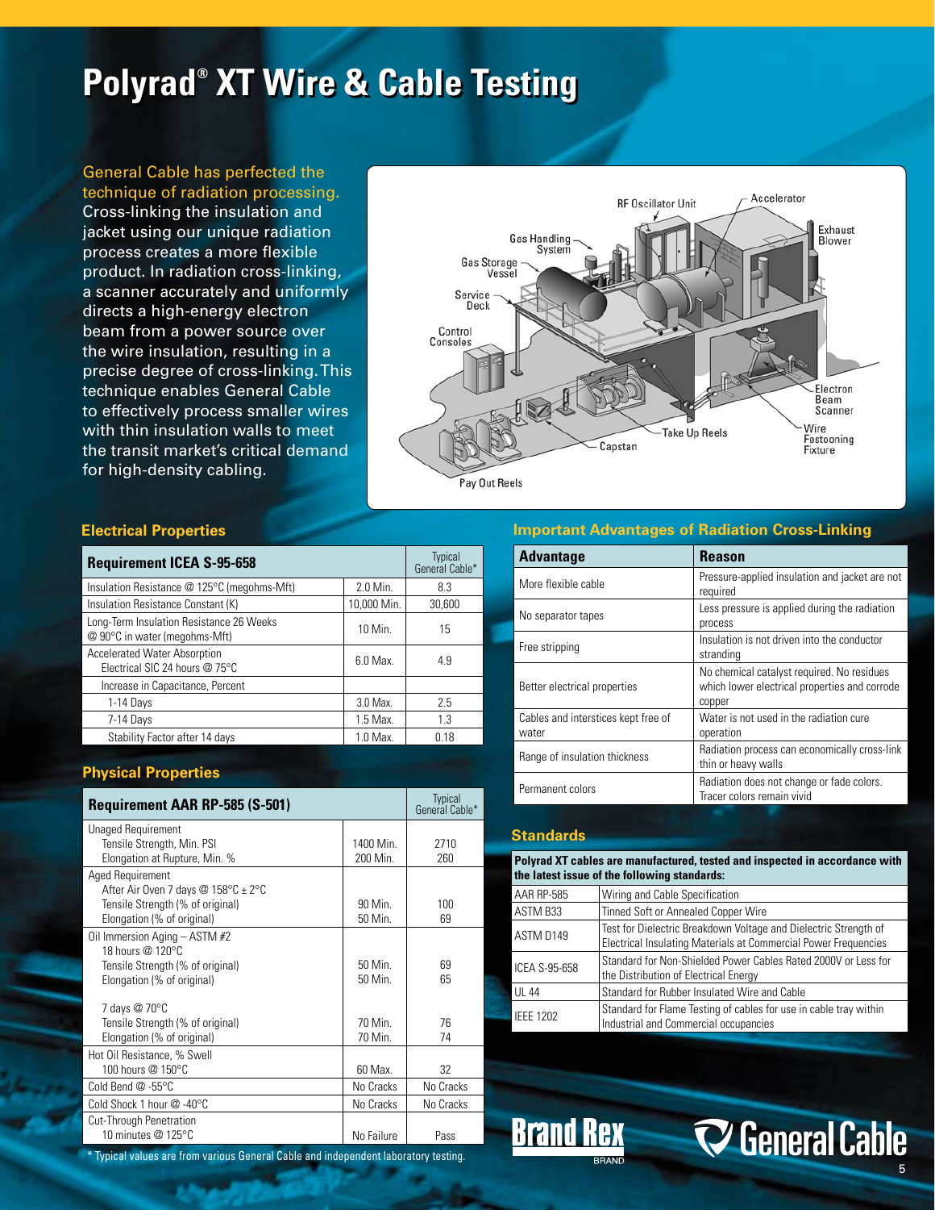# Polyrad® XT Wire & Cable Testing

General Cable has perfected the technique of radiation processing. Cross-linking the insulation and jacket using our unique radiation process creates a more flexible product. In radiation cross-linking, a scanner accurately and uniformly directs a high-energy electron beam from a power source over the wire insulation, resulting in a precise degree of cross-linking. This technique enables General Cable to effectively process smaller wires with thin insulation walls to meet the transit market's critical demand for high-density cabling.

RF Oscillator Unit, Accelerator, Exhaust Blower, Gas Handling System, Gas Storage Vessel, Service Deck, Control Consoles, Electron Beam Scanner, Wire Festooning Fixture, Take Up Reels, Capstan, Pay Out Reels

## Electrical Properties

| Requirement ICEA S-95-658 | | Typical General Cable* |
|---|---|---|
| Insulation Resistance @ 125°C (megohms-Mft) | 2.0 Min. | 8.3 |
| Insulation Resistance Constant (K) | 10,000 Min. | 30,600 |
| Long-Term Insulation Resistance 26 Weeks @ 90°C in water (megohms-Mft) | 10 Min. | 15 |
| Accelerated Water Absorption Electrical SIC 24 hours @ 75°C | 6.0 Max. | 4.9 |
| Increase in Capacitance, Percent | | |
| 1-14 Days | 3.0 Max. | 2.5 |
| 7-14 Days | 1.5 Max. | 1.3 |
| Stability Factor after 14 days | 1.0 Max. | 0.18 |

## Physical Properties

| Requirement AAR RP-585 (S-501) | | Typical General Cable* |
|---|---|---|
| Unaged Requirement | | |
| Tensile Strength, Min. PSI | 1400 Min. | 2710 |
| Elongation at Rupture, Min. % | 200 Min. | 260 |
| Aged Requirement | | |
| After Air Oven 7 days @ 158°C ± 2°C | | |
| Tensile Strength (% of original) | 90 Min. | 100 |
| Elongation (% of original) | 50 Min. | 69 |
| Oil Immersion Aging – ASTM #2 | | |
| 18 hours @ 120°C | | |
| Tensile Strength (% of original) | 50 Min. | 69 |
| Elongation (% of original) | 50 Min. | 65 |
| 7 days @ 70°C | | |
| Tensile Strength (% of original) | 70 Min. | 76 |
| Elongation (% of original) | 70 Min. | 74 |
| Hot Oil Resistance, % Swell 100 hours @ 150°C | 60 Max. | 32 |
| Cold Bend @ -55°C | No Cracks | No Cracks |
| Cold Shock 1 hour @ -40°C | No Cracks | No Cracks |
| Cut-Through Penetration 10 minutes @ 125°C | No Failure | Pass |

* Typical values are from various General Cable and independent laboratory testing.

## Important Advantages of Radiation Cross-Linking

| Advantage | Reason |
|---|---|
| More flexible cable | Pressure-applied insulation and jacket are not required |
| No separator tapes | Less pressure is applied during the radiation process |
| Free stripping | Insulation is not driven into the conductor stranding |
| Better electrical properties | No chemical catalyst required. No residues which lower electrical properties and corrode copper |
| Cables and interstices kept free of water | Water is not used in the radiation cure operation |
| Range of insulation thickness | Radiation process can economically cross-link thin or heavy walls |
| Permanent colors | Radiation does not change or fade colors. Tracer colors remain vivid |

## Standards

| Polyrad XT cables are manufactured, tested and inspected in accordance with the latest issue of the following standards: | |
|---|---|
| AAR RP-585 | Wiring and Cable Specification |
| ASTM B33 | Tinned Soft or Annealed Copper Wire |
| ASTM D149 | Test for Dielectric Breakdown Voltage and Dielectric Strength of Electrical Insulating Materials at Commercial Power Frequencies |
| ICEA S-95-658 | Standard for Non-Shielded Power Cables Rated 2000V or Less for the Distribution of Electrical Energy |
| UL 44 | Standard for Rubber Insulated Wire and Cable |
| IEEE 1202 | Standard for Flame Testing of cables for use in cable tray within Industrial and Commercial occupancies |

Brand Rex BRAND

General Cable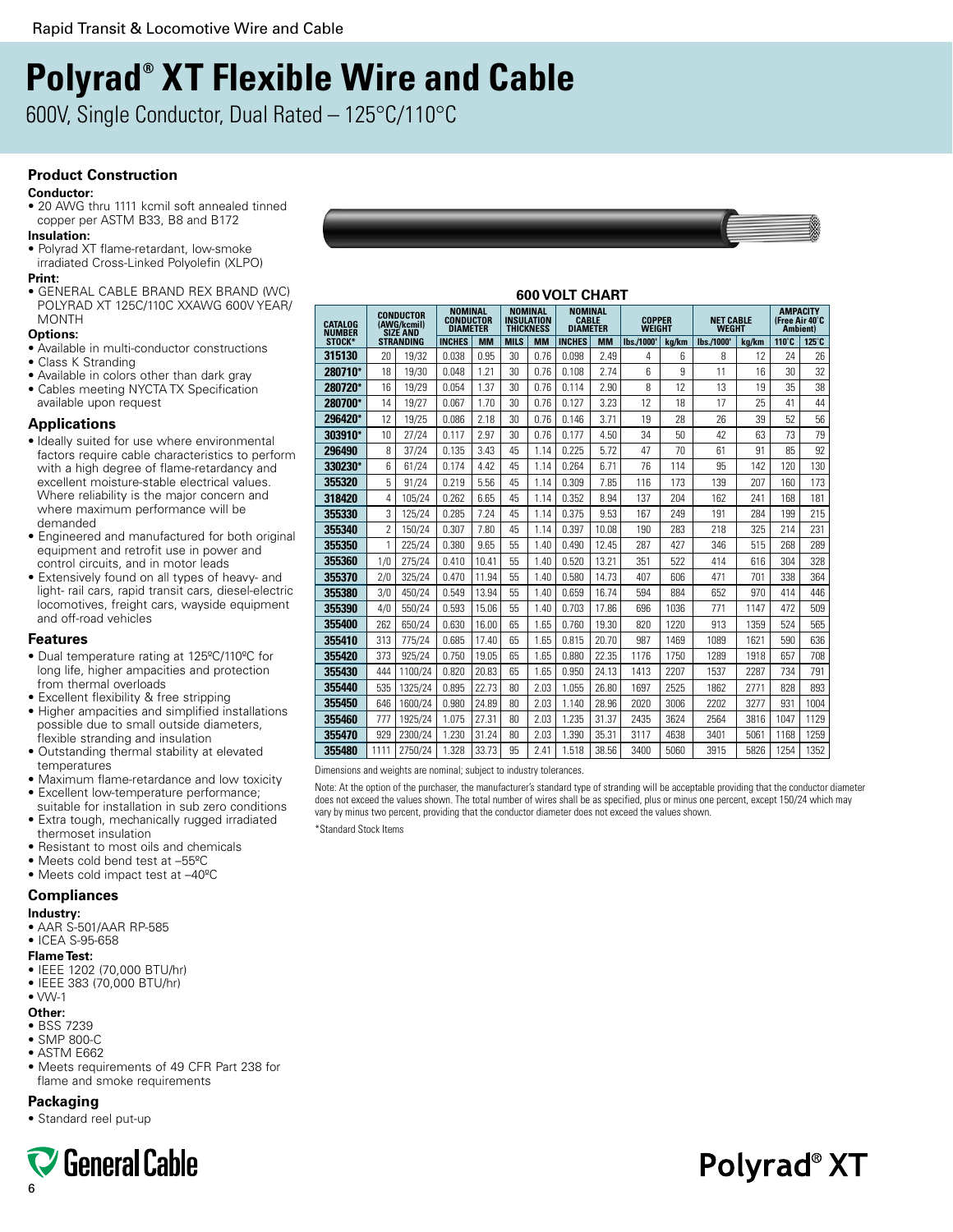# Polyrad® XT Flexible Wire and Cable

600V, Single Conductor, Dual Rated – 125°C/110°C

## Product Construction

**Conductor:**

- 20 AWG thru 1111 kcmil soft annealed tinned copper per ASTM B33, B8 and B172

**Insulation:**

- Polyrad XT flame-retardant, low-smoke irradiated Cross-Linked Polyolefin (XLPO)

**Print:**

- GENERAL CABLE BRAND REX BRAND (WC) POLYRAD XT 125C/110C XXAWG 600V YEAR/ MONTH

**Options:**

- Available in multi-conductor constructions
- Class K Stranding
- Available in colors other than dark gray
- Cables meeting NYCTA TX Specification available upon request

## Applications

- Ideally suited for use where environmental factors require cable characteristics to perform with a high degree of flame-retardancy and excellent moisture-stable electrical values. Where reliability is the major concern and where maximum performance will be demanded
- Engineered and manufactured for both original equipment and retrofit use in power and control circuits, and in motor leads
- Extensively found on all types of heavy- and light- rail cars, rapid transit cars, diesel-electric locomotives, freight cars, wayside equipment and off-road vehicles

## Features

- Dual temperature rating at 125ºC/110ºC for long life, higher ampacities and protection from thermal overloads
- Excellent flexibility & free stripping
- Higher ampacities and simplified installations possible due to small outside diameters, flexible stranding and insulation
- Outstanding thermal stability at elevated temperatures
- Maximum flame-retardance and low toxicity
- Excellent low-temperature performance; suitable for installation in sub zero conditions
- Extra tough, mechanically rugged irradiated thermoset insulation
- Resistant to most oils and chemicals
- Meets cold bend test at –55ºC
- Meets cold impact test at –40ºC

## Compliances

**Industry:**

- AAR S-501/AAR RP-585
- ICEA S-95-658

**Flame Test:**

- IEEE 1202 (70,000 BTU/hr)
- IEEE 383 (70,000 BTU/hr)
- VW-1

**Other:**

- BSS 7239
- SMP 800-C
- ASTM E662
- Meets requirements of 49 CFR Part 238 for flame and smoke requirements

## Packaging

- Standard reel put-up

### 600 VOLT CHART

| CATALOG NUMBER STOCK* | CONDUCTOR (AWG/kcmil) SIZE AND STRANDING | | NOMINAL CONDUCTOR DIAMETER | | NOMINAL INSULATION THICKNESS | | NOMINAL CABLE DIAMETER | | COPPER WEIGHT | | NET CABLE WEIGHT | | AMPACITY (Free Air 40°C Ambient) | |
|---|---|---|---|---|---|---|---|---|---|---|---|---|---|---|
| | | | INCHES | MM | MILS | MM | INCHES | MM | lbs./1000' | kg/km | lbs./1000' | kg/km | 110°C | 125°C |
| 315130 | 20 | 19/32 | 0.038 | 0.95 | 30 | 0.76 | 0.098 | 2.49 | 4 | 6 | 8 | 12 | 24 | 26 |
| 280710* | 18 | 19/30 | 0.048 | 1.21 | 30 | 0.76 | 0.108 | 2.74 | 6 | 9 | 11 | 16 | 30 | 32 |
| 280720* | 16 | 19/29 | 0.054 | 1.37 | 30 | 0.76 | 0.114 | 2.90 | 8 | 12 | 13 | 19 | 35 | 38 |
| 280700* | 14 | 19/27 | 0.067 | 1.70 | 30 | 0.76 | 0.127 | 3.23 | 12 | 18 | 17 | 25 | 41 | 44 |
| 296420* | 12 | 19/25 | 0.086 | 2.18 | 30 | 0.76 | 0.146 | 3.71 | 19 | 28 | 26 | 39 | 52 | 56 |
| 303910* | 10 | 27/24 | 0.117 | 2.97 | 30 | 0.76 | 0.177 | 4.50 | 34 | 50 | 42 | 63 | 73 | 79 |
| 296490 | 8 | 37/24 | 0.135 | 3.43 | 45 | 1.14 | 0.225 | 5.72 | 47 | 70 | 61 | 91 | 85 | 92 |
| 330230* | 6 | 61/24 | 0.174 | 4.42 | 45 | 1.14 | 0.264 | 6.71 | 76 | 114 | 95 | 142 | 120 | 130 |
| 355320 | 5 | 91/24 | 0.219 | 5.56 | 45 | 1.14 | 0.309 | 7.85 | 116 | 173 | 139 | 207 | 160 | 173 |
| 318420 | 4 | 105/24 | 0.262 | 6.65 | 45 | 1.14 | 0.352 | 8.94 | 137 | 204 | 162 | 241 | 168 | 181 |
| 355330 | 3 | 125/24 | 0.285 | 7.24 | 45 | 1.14 | 0.375 | 9.53 | 167 | 249 | 191 | 284 | 199 | 215 |
| 355340 | 2 | 150/24 | 0.307 | 7.80 | 45 | 1.14 | 0.397 | 10.08 | 190 | 283 | 218 | 325 | 214 | 231 |
| 355350 | 1 | 225/24 | 0.380 | 9.65 | 55 | 1.40 | 0.490 | 12.45 | 287 | 427 | 346 | 515 | 268 | 289 |
| 355360 | 1/0 | 275/24 | 0.410 | 10.41 | 55 | 1.40 | 0.520 | 13.21 | 351 | 522 | 414 | 616 | 304 | 328 |
| 355370 | 2/0 | 325/24 | 0.470 | 11.94 | 55 | 1.40 | 0.580 | 14.73 | 407 | 606 | 471 | 701 | 338 | 364 |
| 355380 | 3/0 | 450/24 | 0.549 | 13.94 | 55 | 1.40 | 0.659 | 16.74 | 594 | 884 | 652 | 970 | 414 | 446 |
| 355390 | 4/0 | 550/24 | 0.593 | 15.06 | 55 | 1.40 | 0.703 | 17.86 | 696 | 1036 | 771 | 1147 | 472 | 509 |
| 355400 | 262 | 650/24 | 0.630 | 16.00 | 65 | 1.65 | 0.760 | 19.30 | 820 | 1220 | 913 | 1359 | 524 | 565 |
| 355410 | 313 | 775/24 | 0.685 | 17.40 | 65 | 1.65 | 0.815 | 20.70 | 987 | 1469 | 1089 | 1621 | 590 | 636 |
| 355420 | 373 | 925/24 | 0.750 | 19.05 | 65 | 1.65 | 0.880 | 22.35 | 1176 | 1750 | 1289 | 1918 | 657 | 708 |
| 355430 | 444 | 1100/24 | 0.820 | 20.83 | 65 | 1.65 | 0.950 | 24.13 | 1413 | 2207 | 1537 | 2287 | 734 | 791 |
| 355440 | 535 | 1325/24 | 0.895 | 22.73 | 80 | 2.03 | 1.055 | 26.80 | 1697 | 2525 | 1862 | 2771 | 828 | 893 |
| 355450 | 646 | 1600/24 | 0.980 | 24.89 | 80 | 2.03 | 1.140 | 28.96 | 2020 | 3006 | 2202 | 3277 | 931 | 1004 |
| 355460 | 777 | 1925/24 | 1.075 | 27.31 | 80 | 2.03 | 1.235 | 31.37 | 2435 | 3624 | 2564 | 3816 | 1047 | 1129 |
| 355470 | 929 | 2300/24 | 1.230 | 31.24 | 80 | 2.03 | 1.390 | 35.31 | 3117 | 4638 | 3401 | 5061 | 1168 | 1259 |
| 355480 | 1111 | 2750/24 | 1.328 | 33.73 | 95 | 2.41 | 1.518 | 38.56 | 3400 | 5060 | 3915 | 5826 | 1254 | 1352 |

Dimensions and weights are nominal; subject to industry tolerances.

Note: At the option of the purchaser, the manufacturer's standard type of stranding will be acceptable providing that the conductor diameter does not exceed the values shown. The total number of wires shall be as specified, plus or minus one percent, except 150/24 which may vary by minus two percent, providing that the conductor diameter does not exceed the values shown.

*Standard Stock Items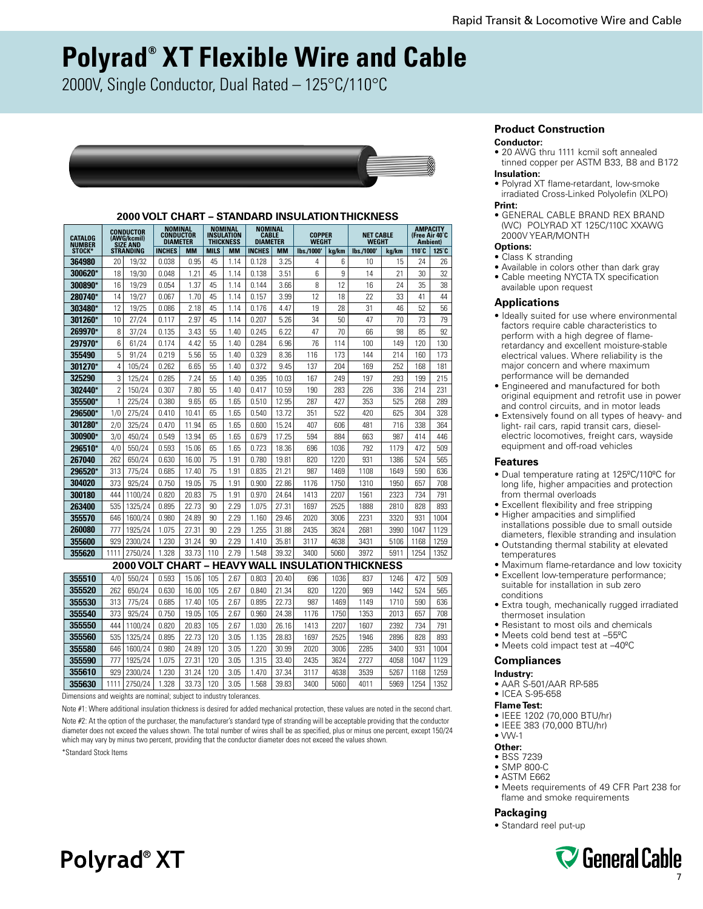# Polyrad® XT Flexible Wire and Cable

2000V, Single Conductor, Dual Rated – 125°C/110°C

## 2000 VOLT CHART – STANDARD INSULATION THICKNESS

| CATALOG NUMBER STOCK* | CONDUCTOR (AWG/kcmil) SIZE AND STRANDING | | NOMINAL CONDUCTOR DIAMETER | | NOMINAL INSULATION THICKNESS | | NOMINAL CABLE DIAMETER | | COPPER WEGHT | | NET CABLE WEGHT | | AMPACITY (Free Air 40°C Ambient) | |
|---|---|---|---|---|---|---|---|---|---|---|---|---|---|---|
| | | | INCHES | MM | MILS | MM | INCHES | MM | lbs./1000' | kg/km | lbs./1000' | kg/km | 110°C | 125°C |
| 364980 | 20 | 19/32 | 0.038 | 0.95 | 45 | 1.14 | 0.128 | 3.25 | 4 | 6 | 10 | 15 | 24 | 26 |
| 300620* | 18 | 19/30 | 0.048 | 1.21 | 45 | 1.14 | 0.138 | 3.51 | 6 | 9 | 14 | 21 | 30 | 32 |
| 300890* | 16 | 19/29 | 0.054 | 1.37 | 45 | 1.14 | 0.144 | 3.66 | 8 | 12 | 16 | 24 | 35 | 38 |
| 280740* | 14 | 19/27 | 0.067 | 1.70 | 45 | 1.14 | 0.157 | 3.99 | 12 | 18 | 22 | 33 | 41 | 44 |
| 303480* | 12 | 19/25 | 0.086 | 2.18 | 45 | 1.14 | 0.176 | 4.47 | 19 | 28 | 31 | 46 | 52 | 56 |
| 301260* | 10 | 27/24 | 0.117 | 2.97 | 45 | 1.14 | 0.207 | 5.26 | 34 | 50 | 47 | 70 | 73 | 79 |
| 269970* | 8 | 37/24 | 0.135 | 3.43 | 55 | 1.40 | 0.245 | 6.22 | 47 | 70 | 66 | 98 | 85 | 92 |
| 297970* | 6 | 61/24 | 0.174 | 4.42 | 55 | 1.40 | 0.284 | 6.96 | 76 | 114 | 100 | 149 | 120 | 130 |
| 355490 | 5 | 91/24 | 0.219 | 5.56 | 55 | 1.40 | 0.329 | 8.36 | 116 | 173 | 144 | 214 | 160 | 173 |
| 301270* | 4 | 105/24 | 0.262 | 6.65 | 55 | 1.40 | 0.372 | 9.45 | 137 | 204 | 169 | 252 | 168 | 181 |
| 325290 | 3 | 125/24 | 0.285 | 7.24 | 55 | 1.40 | 0.395 | 10.03 | 167 | 249 | 197 | 293 | 199 | 215 |
| 302440* | 2 | 150/24 | 0.307 | 7.80 | 55 | 1.40 | 0.417 | 10.59 | 190 | 283 | 226 | 336 | 214 | 231 |
| 355500* | 1 | 225/24 | 0.380 | 9.65 | 65 | 1.65 | 0.510 | 12.95 | 287 | 427 | 353 | 525 | 268 | 289 |
| 296500* | 1/0 | 275/24 | 0.410 | 10.41 | 65 | 1.65 | 0.540 | 13.72 | 351 | 522 | 420 | 625 | 304 | 328 |
| 301280* | 2/0 | 325/24 | 0.470 | 11.94 | 65 | 1.65 | 0.600 | 15.24 | 407 | 606 | 481 | 716 | 338 | 364 |
| 300900* | 3/0 | 450/24 | 0.549 | 13.94 | 65 | 1.65 | 0.679 | 17.25 | 594 | 884 | 663 | 987 | 414 | 446 |
| 296510* | 4/0 | 550/24 | 0.593 | 15.06 | 65 | 1.65 | 0.723 | 18.36 | 696 | 1036 | 792 | 1179 | 472 | 509 |
| 267040 | 262 | 650/24 | 0.630 | 16.00 | 75 | 1.91 | 0.780 | 19.81 | 820 | 1220 | 931 | 1386 | 524 | 565 |
| 296520* | 313 | 775/24 | 0.685 | 17.40 | 75 | 1.91 | 0.835 | 21.21 | 987 | 1469 | 1108 | 1649 | 590 | 636 |
| 304020 | 373 | 925/24 | 0.750 | 19.05 | 75 | 1.91 | 0.900 | 22.86 | 1176 | 1750 | 1310 | 1950 | 657 | 708 |
| 300180 | 444 | 1100/24 | 0.820 | 20.83 | 75 | 1.91 | 0.970 | 24.64 | 1413 | 2207 | 1561 | 2323 | 734 | 791 |
| 263400 | 535 | 1325/24 | 0.895 | 22.73 | 90 | 2.29 | 1.075 | 27.31 | 1697 | 2525 | 1888 | 2810 | 828 | 893 |
| 355570 | 646 | 1600/24 | 0.980 | 24.89 | 90 | 2.29 | 1.160 | 29.46 | 2020 | 3006 | 2231 | 3320 | 931 | 1004 |
| 260080 | 777 | 1925/24 | 1.075 | 27.31 | 90 | 2.29 | 1.255 | 31.88 | 2435 | 3624 | 2681 | 3990 | 1047 | 1129 |
| 355600 | 929 | 2300/24 | 1.230 | 31.24 | 90 | 2.29 | 1.410 | 35.81 | 3117 | 4638 | 3431 | 5106 | 1168 | 1259 |
| 355620 | 1111 | 2750/24 | 1.328 | 33.73 | 110 | 2.79 | 1.548 | 39.32 | 3400 | 5060 | 3972 | 5911 | 1254 | 1352 |

## 2000 VOLT CHART – HEAVY WALL INSULATION THICKNESS

| CATALOG NUMBER STOCK* | CONDUCTOR (AWG/kcmil) SIZE AND STRANDING | | NOMINAL CONDUCTOR DIAMETER | | NOMINAL INSULATION THICKNESS | | NOMINAL CABLE DIAMETER | | COPPER WEGHT | | NET CABLE WEGHT | | AMPACITY (Free Air 40°C Ambient) | |
|---|---|---|---|---|---|---|---|---|---|---|---|---|---|---|
| | | | INCHES | MM | MILS | MM | INCHES | MM | lbs./1000' | kg/km | lbs./1000' | kg/km | 110°C | 125°C |
| 355510 | 4/0 | 550/24 | 0.593 | 15.06 | 105 | 2.67 | 0.803 | 20.40 | 696 | 1036 | 837 | 1246 | 472 | 509 |
| 355520 | 262 | 650/24 | 0.630 | 16.00 | 105 | 2.67 | 0.840 | 21.34 | 820 | 1220 | 969 | 1442 | 524 | 565 |
| 355530 | 313 | 775/24 | 0.685 | 17.40 | 105 | 2.67 | 0.895 | 22.73 | 987 | 1469 | 1149 | 1710 | 590 | 636 |
| 355540 | 373 | 925/24 | 0.750 | 19.05 | 105 | 2.67 | 0.960 | 24.38 | 1176 | 1750 | 1353 | 2013 | 657 | 708 |
| 355550 | 444 | 1100/24 | 0.820 | 20.83 | 105 | 2.67 | 1.030 | 26.16 | 1413 | 2207 | 1607 | 2392 | 734 | 791 |
| 355560 | 535 | 1325/24 | 0.895 | 22.73 | 120 | 3.05 | 1.135 | 28.83 | 1697 | 2525 | 1946 | 2896 | 828 | 893 |
| 355580 | 646 | 1600/24 | 0.980 | 24.89 | 120 | 3.05 | 1.220 | 30.99 | 2020 | 3006 | 2285 | 3400 | 931 | 1004 |
| 355590 | 777 | 1925/24 | 1.075 | 27.31 | 120 | 3.05 | 1.315 | 33.40 | 2435 | 3624 | 2727 | 4058 | 1047 | 1129 |
| 355610 | 929 | 2300/24 | 1.230 | 31.24 | 120 | 3.05 | 1.470 | 37.34 | 3117 | 4638 | 3539 | 5267 | 1168 | 1259 |
| 355630 | 1111 | 2750/24 | 1.328 | 33.73 | 120 | 3.05 | 1.568 | 39.83 | 3400 | 5060 | 4011 | 5969 | 1254 | 1352 |

Dimensions and weights are nominal; subject to industry tolerances.

Note #1: Where additional insulation thickness is desired for added mechanical protection, these values are noted in the second chart.

Note #2: At the option of the purchaser, the manufacturer's standard type of stranding will be acceptable providing that the conductor diameter does not exceed the values shown. The total number of wires shall be as specified, plus or minus one percent, except 150/24 which may vary by minus two percent, providing that the conductor diameter does not exceed the values shown.

*Standard Stock Items

### Product Construction

**Conductor:**
- 20 AWG thru 1111 kcmil soft annealed tinned copper per ASTM B33, B8 and B172

**Insulation:**
- Polyrad XT flame-retardant, low-smoke irradiated Cross-Linked Polyolefin (XLPO)

**Print:**
- GENERAL CABLE BRAND REX BRAND (WC) POLYRAD XT 125C/110C XXAWG 2000V YEAR/MONTH

**Options:**
- Class K stranding
- Available in colors other than dark gray
- Cable meeting NYCTA TX specification available upon request

### Applications

- Ideally suited for use where environmental factors require cable characteristics to perform with a high degree of flame-retardancy and excellent moisture-stable electrical values. Where reliability is the major concern and where maximum performance will be demanded
- Engineered and manufactured for both original equipment and retrofit use in power and control circuits, and in motor leads
- Extensively found on all types of heavy- and light- rail cars, rapid transit cars, diesel-electric locomotives, freight cars, wayside equipment and off-road vehicles

### Features

- Dual temperature rating at 125ºC/110ºC for long life, higher ampacities and protection from thermal overloads
- Excellent flexibility and free stripping
- Higher ampacities and simplified installations possible due to small outside diameters, flexible stranding and insulation
- Outstanding thermal stability at elevated temperatures
- Maximum flame-retardance and low toxicity
- Excellent low-temperature performance; suitable for installation in sub zero conditions
- Extra tough, mechanically rugged irradiated thermoset insulation
- Resistant to most oils and chemicals
- Meets cold bend test at –55ºC
- Meets cold impact test at –40ºC

### Compliances

**Industry:**
- AAR S-501/AAR RP-585
- ICEA S-95-658

**Flame Test:**
- IEEE 1202 (70,000 BTU/hr)
- IEEE 383 (70,000 BTU/hr)
- VW-1

**Other:**
- BSS 7239
- SMP 800-C
- ASTM E662
- Meets requirements of 49 CFR Part 238 for flame and smoke requirements

### Packaging

- Standard reel put-up

Polyrad® XT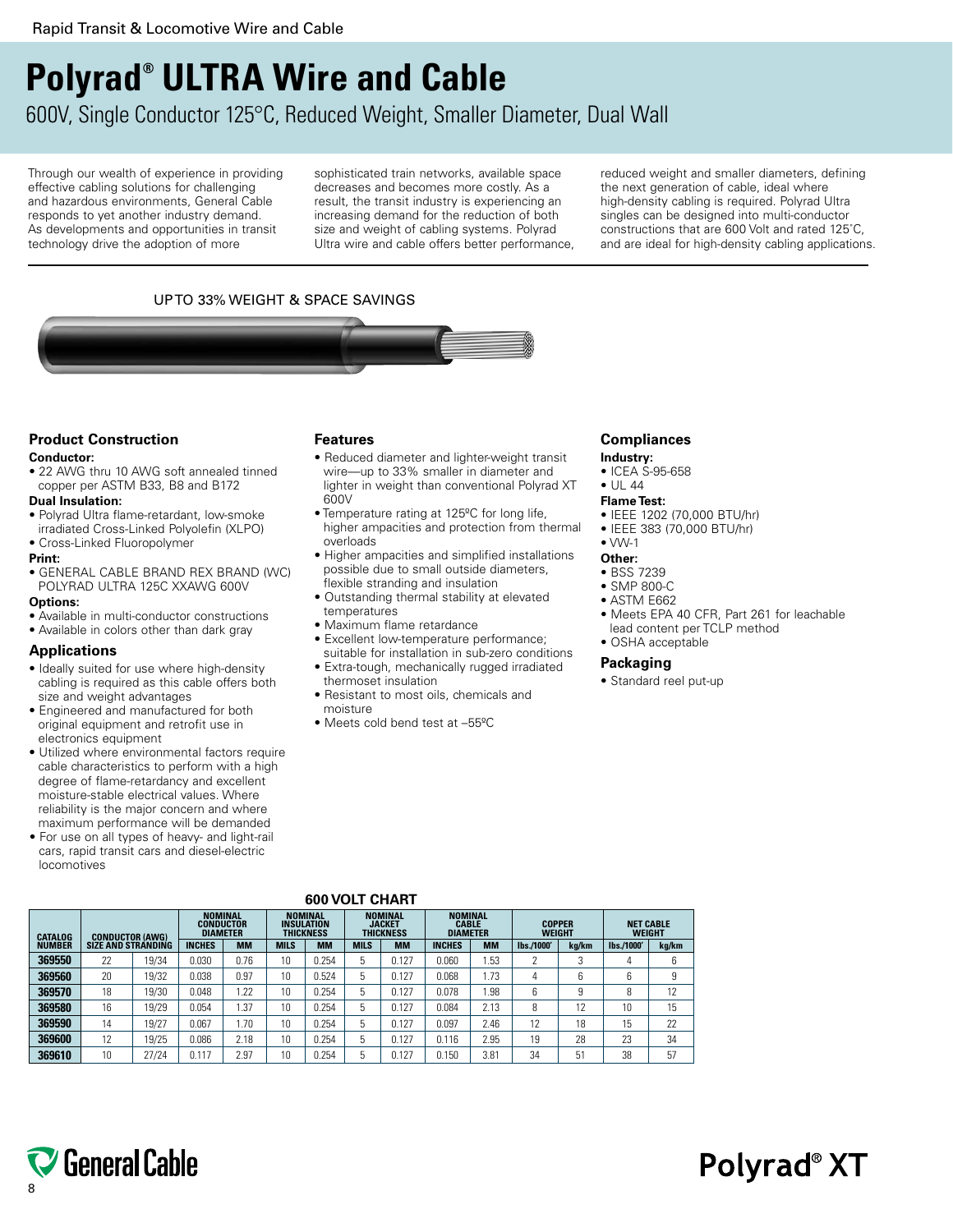Rapid Transit & Locomotive Wire and Cable

# Polyrad® ULTRA Wire and Cable

600V, Single Conductor 125°C, Reduced Weight, Smaller Diameter, Dual Wall

Through our wealth of experience in providing effective cabling solutions for challenging and hazardous environments, General Cable responds to yet another industry demand. As developments and opportunities in transit technology drive the adoption of more sophisticated train networks, available space decreases and becomes more costly. As a result, the transit industry is experiencing an increasing demand for the reduction of both size and weight of cabling systems. Polyrad Ultra wire and cable offers better performance, reduced weight and smaller diameters, defining the next generation of cable, ideal where high-density cabling is required. Polyrad Ultra singles can be designed into multi-conductor constructions that are 600 Volt and rated 125˚C, and are ideal for high-density cabling applications.

UP TO 33% WEIGHT & SPACE SAVINGS

## Product Construction

**Conductor:**

- 22 AWG thru 10 AWG soft annealed tinned copper per ASTM B33, B8 and B172

**Dual Insulation:**

- Polyrad Ultra flame-retardant, low-smoke irradiated Cross-Linked Polyolefin (XLPO)
- Cross-Linked Fluoropolymer

**Print:**

- GENERAL CABLE BRAND REX BRAND (WC) POLYRAD ULTRA 125C XXAWG 600V

**Options:**

- Available in multi-conductor constructions
- Available in colors other than dark gray

## Applications

- Ideally suited for use where high-density cabling is required as this cable offers both size and weight advantages
- Engineered and manufactured for both original equipment and retrofit use in electronics equipment
- Utilized where environmental factors require cable characteristics to perform with a high degree of flame-retardancy and excellent moisture-stable electrical values. Where reliability is the major concern and where maximum performance will be demanded
- For use on all types of heavy- and light-rail cars, rapid transit cars and diesel-electric locomotives

## Features

- Reduced diameter and lighter-weight transit wire—up to 33% smaller in diameter and lighter in weight than conventional Polyrad XT 600V
- Temperature rating at 125ºC for long life, higher ampacities and protection from thermal overloads
- Higher ampacities and simplified installations possible due to small outside diameters, flexible stranding and insulation
- Outstanding thermal stability at elevated temperatures
- Maximum flame retardance
- Excellent low-temperature performance; suitable for installation in sub-zero conditions
- Extra-tough, mechanically rugged irradiated thermoset insulation
- Resistant to most oils, chemicals and moisture
- Meets cold bend test at –55ºC

## Compliances

**Industry:**

- ICEA S-95-658
- UL 44

**Flame Test:**

- IEEE 1202 (70,000 BTU/hr)
- IEEE 383 (70,000 BTU/hr)
- VW-1

**Other:**

- BSS 7239
- SMP 800-C
- ASTM E662
- Meets EPA 40 CFR, Part 261 for leachable lead content per TCLP method
- OSHA acceptable

## Packaging

- Standard reel put-up

### 600 VOLT CHART

| CATALOG NUMBER | CONDUCTOR (AWG) SIZE AND STRANDING | | NOMINAL CONDUCTOR DIAMETER | | NOMINAL INSULATION THICKNESS | | NOMINAL JACKET THICKNESS | | NOMINAL CABLE DIAMETER | | COPPER WEIGHT | | NET CABLE WEIGHT | |
|---|---|---|---|---|---|---|---|---|---|---|---|---|---|---|
| | | | INCHES | MM | MILS | MM | MILS | MM | INCHES | MM | lbs./1000' | kg/km | lbs./1000' | kg/km |
| **369550** | 22 | 19/34 | 0.030 | 0.76 | 10 | 0.254 | 5 | 0.127 | 0.060 | 1.53 | 2 | 3 | 4 | 6 |
| **369560** | 20 | 19/32 | 0.038 | 0.97 | 10 | 0.524 | 5 | 0.127 | 0.068 | 1.73 | 4 | 6 | 6 | 9 |
| **369570** | 18 | 19/30 | 0.048 | 1.22 | 10 | 0.254 | 5 | 0.127 | 0.078 | 1.98 | 6 | 9 | 8 | 12 |
| **369580** | 16 | 19/29 | 0.054 | 1.37 | 10 | 0.254 | 5 | 0.127 | 0.084 | 2.13 | 8 | 12 | 10 | 15 |
| **369590** | 14 | 19/27 | 0.067 | 1.70 | 10 | 0.254 | 5 | 0.127 | 0.097 | 2.46 | 12 | 18 | 15 | 22 |
| **369600** | 12 | 19/25 | 0.086 | 2.18 | 10 | 0.254 | 5 | 0.127 | 0.116 | 2.95 | 19 | 28 | 23 | 34 |
| **369610** | 10 | 27/24 | 0.117 | 2.97 | 10 | 0.254 | 5 | 0.127 | 0.150 | 3.81 | 34 | 51 | 38 | 57 |

General Cable

Polyrad® XT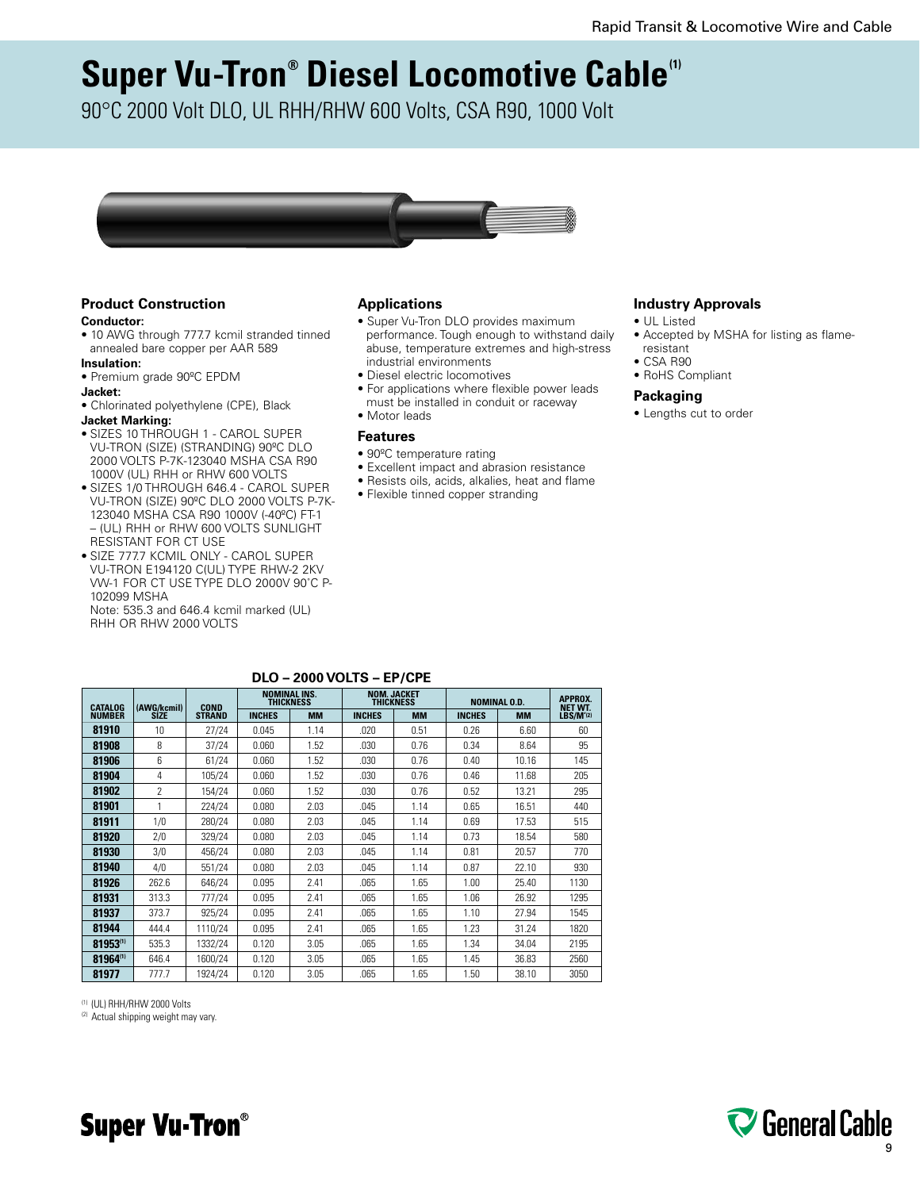# Super Vu-Tron® Diesel Locomotive Cable[1]

90°C 2000 Volt DLO, UL RHH/RHW 600 Volts, CSA R90, 1000 Volt

### Product Construction

**Conductor:**
- 10 AWG through 777.7 kcmil stranded tinned annealed bare copper per AAR 589

**Insulation:**
- Premium grade 90ºC EPDM

**Jacket:**
- Chlorinated polyethylene (CPE), Black

**Jacket Marking:**
- SIZES 10 THROUGH 1 - CAROL SUPER VU-TRON (SIZE) (STRANDING) 90ºC DLO 2000 VOLTS P-7K-123040 MSHA CSA R90 1000V (UL) RHH or RHW 600 VOLTS
- SIZES 1/0 THROUGH 646.4 - CAROL SUPER VU-TRON (SIZE) 90ºC DLO 2000 VOLTS P-7K-123040 MSHA CSA R90 1000V (-40ºC) FT-1 – (UL) RHH or RHW 600 VOLTS SUNLIGHT RESISTANT FOR CT USE
- SIZE 777.7 KCMIL ONLY - CAROL SUPER VU-TRON E194120 C(UL) TYPE RHW-2 2KV VW-1 FOR CT USE TYPE DLO 2000V 90˚C P-102099 MSHA

  Note: 535.3 and 646.4 kcmil marked (UL) RHH OR RHW 2000 VOLTS

### Applications

- Super Vu-Tron DLO provides maximum performance. Tough enough to withstand daily abuse, temperature extremes and high-stress industrial environments
- Diesel electric locomotives
- For applications where flexible power leads must be installed in conduit or raceway
- Motor leads

### Features

- 90ºC temperature rating
- Excellent impact and abrasion resistance
- Resists oils, acids, alkalies, heat and flame
- Flexible tinned copper stranding

### Industry Approvals

- UL Listed
- Accepted by MSHA for listing as flame-resistant
- CSA R90
- RoHS Compliant

### Packaging

- Lengths cut to order

## DLO – 2000 VOLTS – EP/CPE

| CATALOG NUMBER | (AWG/kcmil) SIZE | COND STRAND | NOMINAL INS. THICKNESS | | NOM. JACKET THICKNESS | | NOMINAL O.D. | | APPROX. NET WT. LBS/M'[2] |
|---|---|---|---|---|---|---|---|---|---|
| | | | INCHES | MM | INCHES | MM | INCHES | MM | |
| 81910 | 10 | 27/24 | 0.045 | 1.14 | .020 | 0.51 | 0.26 | 6.60 | 60 |
| 81908 | 8 | 37/24 | 0.060 | 1.52 | .030 | 0.76 | 0.34 | 8.64 | 95 |
| 81906 | 6 | 61/24 | 0.060 | 1.52 | .030 | 0.76 | 0.40 | 10.16 | 145 |
| 81904 | 4 | 105/24 | 0.060 | 1.52 | .030 | 0.76 | 0.46 | 11.68 | 205 |
| 81902 | 2 | 154/24 | 0.060 | 1.52 | .030 | 0.76 | 0.52 | 13.21 | 295 |
| 81901 | 1 | 224/24 | 0.080 | 2.03 | .045 | 1.14 | 0.65 | 16.51 | 440 |
| 81911 | 1/0 | 280/24 | 0.080 | 2.03 | .045 | 1.14 | 0.69 | 17.53 | 515 |
| 81920 | 2/0 | 329/24 | 0.080 | 2.03 | .045 | 1.14 | 0.73 | 18.54 | 580 |
| 81930 | 3/0 | 456/24 | 0.080 | 2.03 | .045 | 1.14 | 0.81 | 20.57 | 770 |
| 81940 | 4/0 | 551/24 | 0.080 | 2.03 | .045 | 1.14 | 0.87 | 22.10 | 930 |
| 81926 | 262.6 | 646/24 | 0.095 | 2.41 | .065 | 1.65 | 1.00 | 25.40 | 1130 |
| 81931 | 313.3 | 777/24 | 0.095 | 2.41 | .065 | 1.65 | 1.06 | 26.92 | 1295 |
| 81937 | 373.7 | 925/24 | 0.095 | 2.41 | .065 | 1.65 | 1.10 | 27.94 | 1545 |
| 81944 | 444.4 | 1110/24 | 0.095 | 2.41 | .065 | 1.65 | 1.23 | 31.24 | 1820 |
| 81953[1] | 535.3 | 1332/24 | 0.120 | 3.05 | .065 | 1.65 | 1.34 | 34.04 | 2195 |
| 81964[1] | 646.4 | 1600/24 | 0.120 | 3.05 | .065 | 1.65 | 1.45 | 36.83 | 2560 |
| 81977 | 777.7 | 1924/24 | 0.120 | 3.05 | .065 | 1.65 | 1.50 | 38.10 | 3050 |

[1] (UL) RHH/RHW 2000 Volts

[2] Actual shipping weight may vary.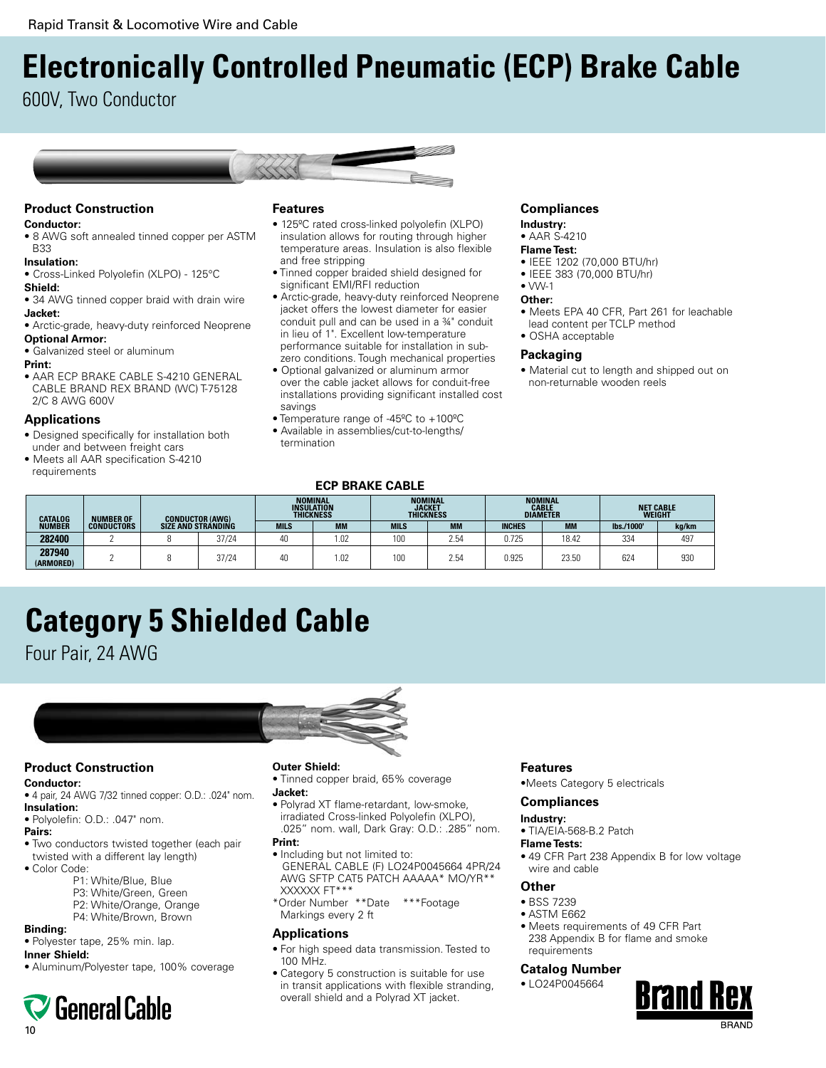# Electronically Controlled Pneumatic (ECP) Brake Cable

600V, Two Conductor

## Product Construction

**Conductor:**
- 8 AWG soft annealed tinned copper per ASTM B33

**Insulation:**
- Cross-Linked Polyolefin (XLPO) - 125°C

**Shield:**
- 34 AWG tinned copper braid with drain wire

**Jacket:**
- Arctic-grade, heavy-duty reinforced Neoprene

**Optional Armor:**
- Galvanized steel or aluminum

**Print:**
- AAR ECP BRAKE CABLE S-4210 GENERAL CABLE BRAND REX BRAND (WC) T-75128 2/C 8 AWG 600V

## Applications

- Designed specifically for installation both under and between freight cars
- Meets all AAR specification S-4210 requirements

## Features

- 125ºC rated cross-linked polyolefin (XLPO) insulation allows for routing through higher temperature areas. Insulation is also flexible and free stripping
- Tinned copper braided shield designed for significant EMI/RFI reduction
- Arctic-grade, heavy-duty reinforced Neoprene jacket offers the lowest diameter for easier conduit pull and can be used in a ¾" conduit in lieu of 1". Excellent low-temperature performance suitable for installation in sub-zero conditions. Tough mechanical properties
- Optional galvanized or aluminum armor over the cable jacket allows for conduit-free installations providing significant installed cost savings
- Temperature range of -45ºC to +100ºC
- Available in assemblies/cut-to-lengths/termination

## Compliances

**Industry:**
- AAR S-4210

**Flame Test:**
- IEEE 1202 (70,000 BTU/hr)
- IEEE 383 (70,000 BTU/hr)
- VW-1

**Other:**
- Meets EPA 40 CFR, Part 261 for leachable lead content per TCLP method
- OSHA acceptable

## Packaging

- Material cut to length and shipped out on non-returnable wooden reels

### ECP BRAKE CABLE

| CATALOG NUMBER | NUMBER OF CONDUCTORS | CONDUCTOR (AWG) SIZE AND STRANDING | | NOMINAL INSULATION THICKNESS | | NOMINAL JACKET THICKNESS | | NOMINAL CABLE DIAMETER | | NET CABLE WEIGHT | |
|---|---|---|---|---|---|---|---|---|---|---|---|
| | | | | MILS | MM | MILS | MM | INCHES | MM | lbs./1000' | kg/km |
| **282400** | 2 | 8 | 37/24 | 40 | 1.02 | 100 | 2.54 | 0.725 | 18.42 | 334 | 497 |
| **287940 (ARMORED)** | 2 | 8 | 37/24 | 40 | 1.02 | 100 | 2.54 | 0.925 | 23.50 | 624 | 930 |

# Category 5 Shielded Cable

Four Pair, 24 AWG

## Product Construction

**Conductor:**
- 4 pair, 24 AWG 7/32 tinned copper: O.D.: .024" nom.

**Insulation:**
- Polyolefin: O.D.: .047" nom.

**Pairs:**
- Two conductors twisted together (each pair twisted with a different lay length)
- Color Code:
  - P1: White/Blue, Blue
  - P3: White/Green, Green
  - P2: White/Orange, Orange
  - P4: White/Brown, Brown

**Binding:**
- Polyester tape, 25% min. lap.

**Inner Shield:**
- Aluminum/Polyester tape, 100% coverage

**Outer Shield:**
- Tinned copper braid, 65% coverage

**Jacket:**
- Polyrad XT flame-retardant, low-smoke, irradiated Cross-linked Polyolefin (XLPO), .025" nom. wall, Dark Gray: O.D.: .285" nom.

**Print:**
- Including but not limited to: GENERAL CABLE (F) LO24P0045664 4PR/24 AWG SFTP CAT5 PATCH AAAAA* MO/YR** XXXXXX FT***

*Order Number **Date ***Footage Markings every 2 ft

## Applications

- For high speed data transmission. Tested to 100 MHz.
- Category 5 construction is suitable for use in transit applications with flexible stranding, overall shield and a Polyrad XT jacket.

## Features

- Meets Category 5 electricals

## Compliances

**Industry:**
- TIA/EIA-568-B.2 Patch

**Flame Tests:**
- 49 CFR Part 238 Appendix B for low voltage wire and cable

## Other

- BSS 7239
- ASTM E662
- Meets requirements of 49 CFR Part 238 Appendix B for flame and smoke requirements

## Catalog Number

- LO24P0045664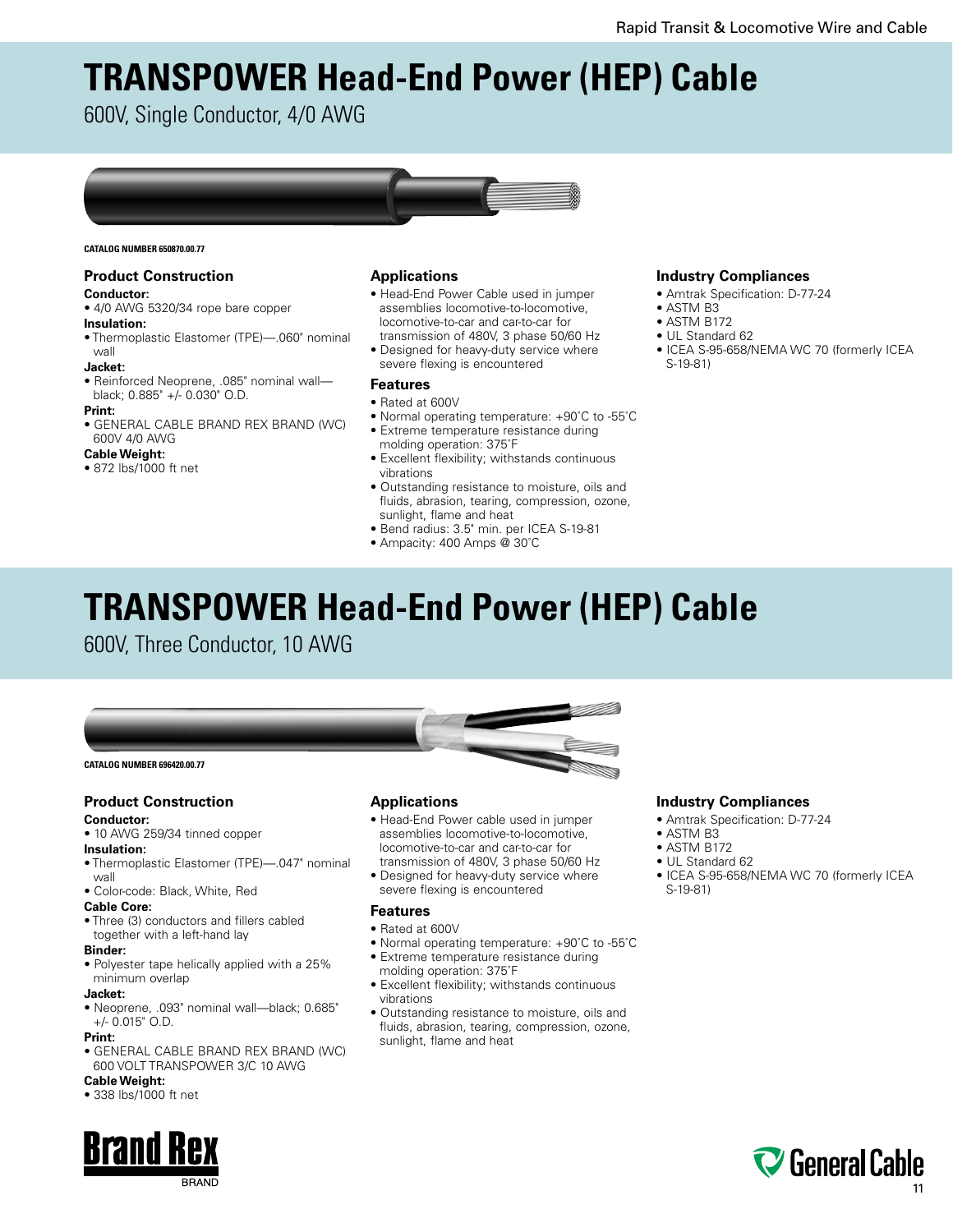# TRANSPOWER Head-End Power (HEP) Cable

600V, Single Conductor, 4/0 AWG

**CATALOG NUMBER 650870.00.77**

## Product Construction

**Conductor:**
- 4/0 AWG 5320/34 rope bare copper

**Insulation:**
- Thermoplastic Elastomer (TPE)—.060" nominal wall

**Jacket:**
- Reinforced Neoprene, .085" nominal wall—black; 0.885" +/- 0.030" O.D.

**Print:**
- GENERAL CABLE BRAND REX BRAND (WC) 600V 4/0 AWG

**Cable Weight:**
- 872 lbs/1000 ft net

## Applications

- Head-End Power Cable used in jumper assemblies locomotive-to-locomotive, locomotive-to-car and car-to-car for transmission of 480V, 3 phase 50/60 Hz
- Designed for heavy-duty service where severe flexing is encountered

## Features

- Rated at 600V
- Normal operating temperature: +90˚C to -55˚C
- Extreme temperature resistance during molding operation: 375˚F
- Excellent flexibility; withstands continuous vibrations
- Outstanding resistance to moisture, oils and fluids, abrasion, tearing, compression, ozone, sunlight, flame and heat
- Bend radius: 3.5" min. per ICEA S-19-81
- Ampacity: 400 Amps @ 30˚C

## Industry Compliances

- Amtrak Specification: D-77-24
- ASTM B3
- ASTM B172
- UL Standard 62
- ICEA S-95-658/NEMA WC 70 (formerly ICEA S-19-81)

# TRANSPOWER Head-End Power (HEP) Cable

600V, Three Conductor, 10 AWG

**CATALOG NUMBER 696420.00.77**

## Product Construction

**Conductor:**
- 10 AWG 259/34 tinned copper

**Insulation:**
- Thermoplastic Elastomer (TPE)—.047" nominal wall
- Color-code: Black, White, Red

**Cable Core:**
- Three (3) conductors and fillers cabled together with a left-hand lay

**Binder:**
- Polyester tape helically applied with a 25% minimum overlap

**Jacket:**
- Neoprene, .093" nominal wall—black; 0.685" +/- 0.015" O.D.

**Print:**
- GENERAL CABLE BRAND REX BRAND (WC) 600 VOLT TRANSPOWER 3/C 10 AWG

**Cable Weight:**
- 338 lbs/1000 ft net

## Applications

- Head-End Power cable used in jumper assemblies locomotive-to-locomotive, locomotive-to-car and car-to-car for transmission of 480V, 3 phase 50/60 Hz
- Designed for heavy-duty service where severe flexing is encountered

## Features

- Rated at 600V
- Normal operating temperature: +90˚C to -55˚C
- Extreme temperature resistance during molding operation: 375˚F
- Excellent flexibility; withstands continuous vibrations
- Outstanding resistance to moisture, oils and fluids, abrasion, tearing, compression, ozone, sunlight, flame and heat

## Industry Compliances

- Amtrak Specification: D-77-24
- ASTM B3
- ASTM B172
- UL Standard 62
- ICEA S-95-658/NEMA WC 70 (formerly ICEA S-19-81)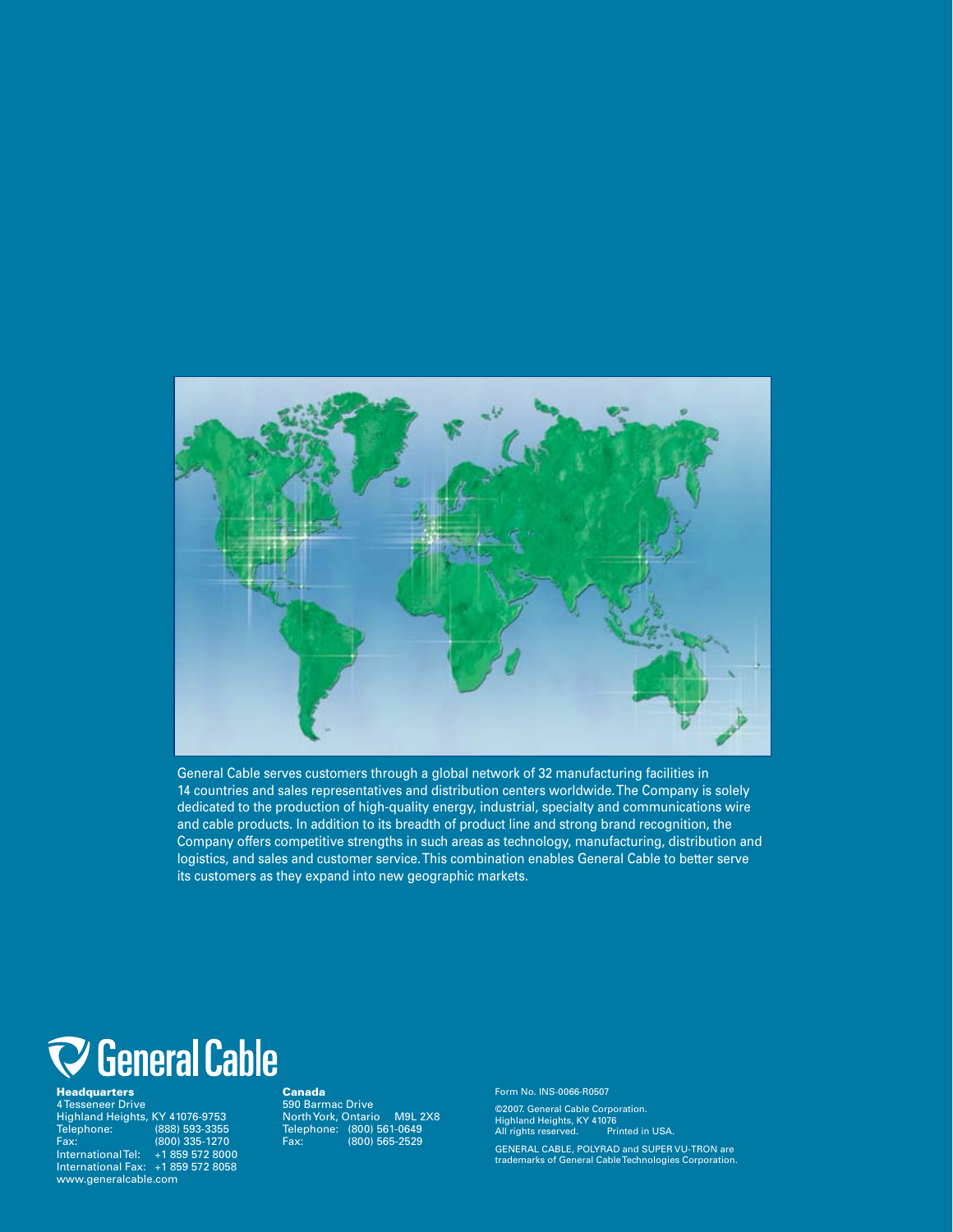General Cable serves customers through a global network of 32 manufacturing facilities in 14 countries and sales representatives and distribution centers worldwide. The Company is solely dedicated to the production of high-quality energy, industrial, specialty and communications wire and cable products. In addition to its breadth of product line and strong brand recognition, the Company offers competitive strengths in such areas as technology, manufacturing, distribution and logistics, and sales and customer service. This combination enables General Cable to better serve its customers as they expand into new geographic markets.

General Cable

**Headquarters**
4 Tesseneer Drive
Highland Heights, KY 41076-9753
Telephone: (888) 593-3355
Fax: (800) 335-1270
International Tel: +1 859 572 8000
International Fax: +1 859 572 8058
www.generalcable.com

**Canada**
590 Barmac Drive
North York, Ontario M9L 2X8
Telephone: (800) 561-0649
Fax: (800) 565-2529

Form No. INS-0066-R0507

©2007. General Cable Corporation.
Highland Heights, KY 41076
All rights reserved. Printed in USA.

GENERAL CABLE, POLYRAD and SUPER VU-TRON are trademarks of General Cable Technologies Corporation.